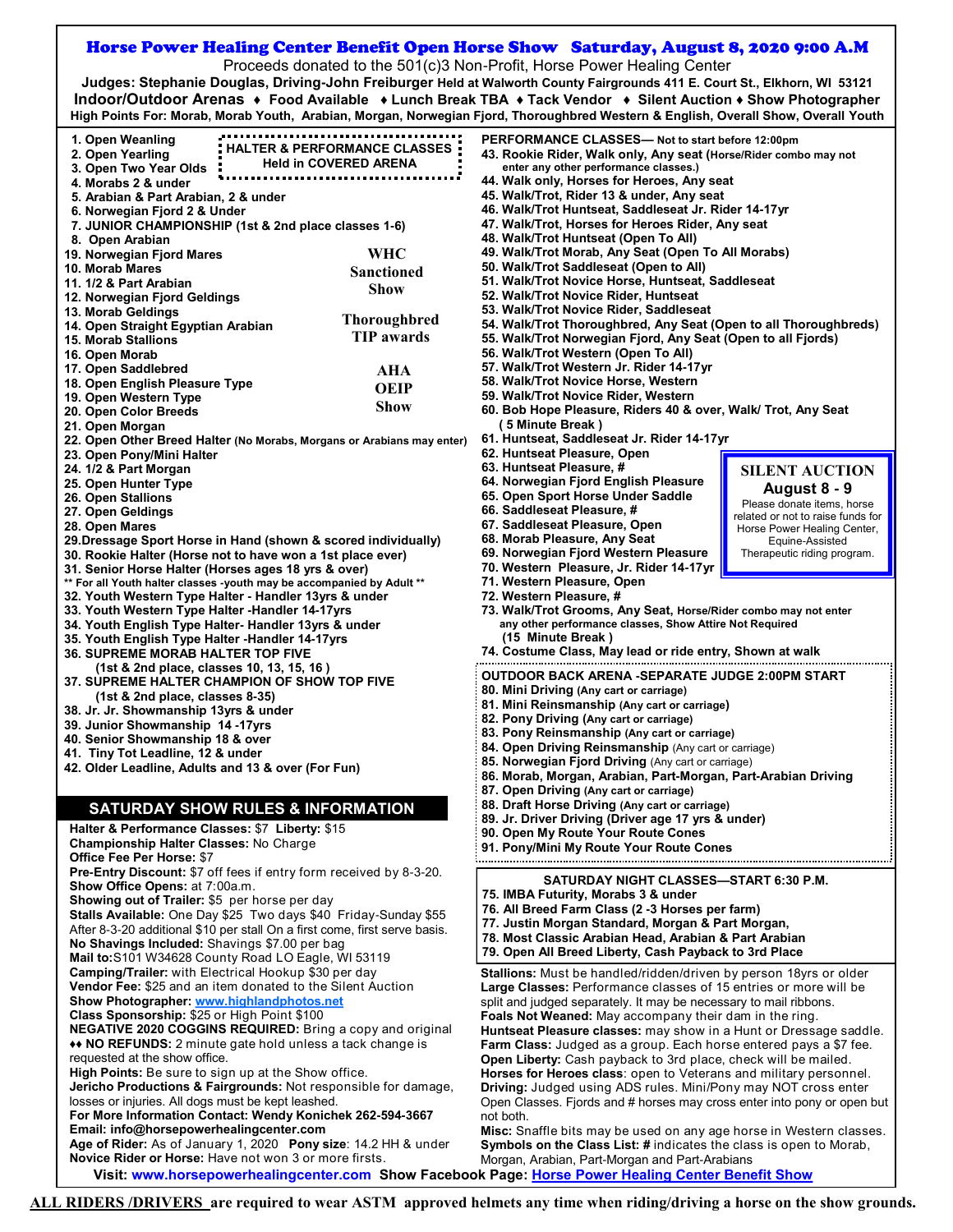# Horse Power Healing Center Benefit Open Horse Show Saturday, August 8, 2020 9:00 A.M

Proceeds donated to the 501(c)3 Non-Profit, Horse Power Healing Center

**Judges: Stephanie Douglas, Driving-John Freiburger Held at Walworth County Fairgrounds 411 E. Court St., Elkhorn, WI 53121**

**Indoor/Outdoor Arenas ♦ Food Available ♦ Lunch Break TBA ♦ Tack Vendor ♦ Silent Auction ♦ Show Photographer**

**High Points For: Morab, Morab Youth, Arabian, Morgan, Norwegian Fjord, Thoroughbred Western & English, Overall Show, Overall Youth**

**HALTER & PERFORMANCE CLASSES Held in COVERED ARENA**

WHC Sanctioned Show

Thoroughbred TIP awards

AHA OEIP Show

1. Open Weanling
2. Open Yearling
3. Open Two Year Olds
4. Morabs 2 & under
5. Arabian & Part Arabian, 2 & under
6. Norwegian Fjord 2 & Under
7. JUNIOR CHAMPIONSHIP (1st & 2nd place classes 1-6)
8. Open Arabian
19. Norwegian Fjord Mares
10. Morab Mares
11. 1/2 & Part Arabian
12. Norwegian Fjord Geldings
13. Morab Geldings
14. Open Straight Egyptian Arabian
15. Morab Stallions
16. Open Morab
17. Open Saddlebred
18. Open English Pleasure Type
19. Open Western Type
20. Open Color Breeds
21. Open Morgan
22. Open Other Breed Halter (No Morabs, Morgans or Arabians may enter)
23. Open Pony/Mini Halter
24. 1/2 & Part Morgan
25. Open Hunter Type
26. Open Stallions
27. Open Geldings
28. Open Mares
29. Dressage Sport Horse in Hand (shown & scored individually)
30. Rookie Halter (Horse not to have won a 1st place ever)
31. Senior Horse Halter (Horses ages 18 yrs & over)

** For all Youth halter classes -youth may be accompanied by Adult **

32. Youth Western Type Halter - Handler 13yrs & under
33. Youth Western Type Halter -Handler 14-17yrs
34. Youth English Type Halter- Handler 13yrs & under
35. Youth English Type Halter -Handler 14-17yrs
36. SUPREME MORAB HALTER TOP FIVE (1st & 2nd place, classes 10, 13, 15, 16 )
37. SUPREME HALTER CHAMPION OF SHOW TOP FIVE (1st & 2nd place, classes 8-35)
38. Jr. Jr. Showmanship 13yrs & under
39. Junior Showmanship 14 -17yrs
40. Senior Showmanship 18 & over
41. Tiny Tot Leadline, 12 & under
42. Older Leadline, Adults and 13 & over (For Fun)

## PERFORMANCE CLASSES— Not to start before 12:00pm

43. Rookie Rider, Walk only, Any seat (Horse/Rider combo may not enter any other performance classes.)
44. Walk only, Horses for Heroes, Any seat
45. Walk/Trot, Rider 13 & under, Any seat
46. Walk/Trot Huntseat, Saddleseat Jr. Rider 14-17yr
47. Walk/Trot, Horses for Heroes Rider, Any seat
48. Walk/Trot Huntseat (Open To All)
49. Walk/Trot Morab, Any Seat (Open To All Morabs)
50. Walk/Trot Saddleseat (Open to All)
51. Walk/Trot Novice Horse, Huntseat, Saddleseat
52. Walk/Trot Novice Rider, Huntseat
53. Walk/Trot Novice Rider, Saddleseat
54. Walk/Trot Thoroughbred, Any Seat (Open to all Thoroughbreds)
55. Walk/Trot Norwegian Fjord, Any Seat (Open to all Fjords)
56. Walk/Trot Western (Open To All)
57. Walk/Trot Western Jr. Rider 14-17yr
58. Walk/Trot Novice Horse, Western
59. Walk/Trot Novice Rider, Western
60. Bob Hope Pleasure, Riders 40 & over, Walk/ Trot, Any Seat

( 5 Minute Break )

61. Huntseat, Saddleseat Jr. Rider 14-17yr
62. Huntseat Pleasure, Open
63. Huntseat Pleasure, #
64. Norwegian Fjord English Pleasure
65. Open Sport Horse Under Saddle
66. Saddleseat Pleasure, #
67. Saddleseat Pleasure, Open
68. Morab Pleasure, Any Seat
69. Norwegian Fjord Western Pleasure
70. Western Pleasure, Jr. Rider 14-17yr
71. Western Pleasure, Open
72. Western Pleasure, #
73. Walk/Trot Grooms, Any Seat, Horse/Rider combo may not enter any other performance classes, Show Attire Not Required

(15 Minute Break )

74. Costume Class, May lead or ride entry, Shown at walk

**SILENT AUCTION August 8 - 9**

Please donate items, horse related or not to raise funds for Horse Power Healing Center, Equine-Assisted Therapeutic riding program.

## OUTDOOR BACK ARENA -SEPARATE JUDGE 2:00PM START

80. Mini Driving (Any cart or carriage)
81. Mini Reinsmanship (Any cart or carriage)
82. Pony Driving (Any cart or carriage)
83. Pony Reinsmanship (Any cart or carriage)
84. Open Driving Reinsmanship (Any cart or carriage)
85. Norwegian Fjord Driving (Any cart or carriage)
86. Morab, Morgan, Arabian, Part-Morgan, Part-Arabian Driving
87. Open Driving (Any cart or carriage)
88. Draft Horse Driving (Any cart or carriage)
89. Jr. Driver Driving (Driver age 17 yrs & under)
90. Open My Route Your Route Cones
91. Pony/Mini My Route Your Route Cones

## SATURDAY NIGHT CLASSES—START 6:30 P.M.

75. IMBA Futurity, Morabs 3 & under
76. All Breed Farm Class (2 -3 Horses per farm)
77. Justin Morgan Standard, Morgan & Part Morgan,
78. Most Classic Arabian Head, Arabian & Part Arabian
79. Open All Breed Liberty, Cash Payback to 3rd Place

## SATURDAY SHOW RULES & INFORMATION

**Halter & Performance Classes:** $7 **Liberty:** $15
**Championship Halter Classes:** No Charge
**Office Fee Per Horse:** $7
**Pre-Entry Discount:** $7 off fees if entry form received by 8-3-20.
**Show Office Opens:** at 7:00a.m.
**Showing out of Trailer:** $5 per horse per day
**Stalls Available:** One Day $25 Two days $40 Friday-Sunday $55 After 8-3-20 additional $10 per stall On a first come, first serve basis.
**No Shavings Included:** Shavings $7.00 per bag
**Mail to:** S101 W34628 County Road LO Eagle, WI 53119
**Camping/Trailer:** with Electrical Hookup $30 per day
**Vendor Fee:** $25 and an item donated to the Silent Auction
**Show Photographer:** www.highlandphotos.net
**Class Sponsorship:** $25 or High Point $100
**NEGATIVE 2020 COGGINS REQUIRED:** Bring a copy and original
**♦♦ NO REFUNDS:** 2 minute gate hold unless a tack change is requested at the show office.
**High Points:** Be sure to sign up at the Show office.
**Jericho Productions & Fairgrounds:** Not responsible for damage, losses or injuries. All dogs must be kept leashed.
**For More Information Contact: Wendy Konichek 262-594-3667**
**Email: info@horsepowerhealingcenter.com**
**Age of Rider:** As of January 1, 2020 **Pony size**: 14.2 HH & under
**Novice Rider or Horse:** Have not won 3 or more firsts.

**Stallions:** Must be handled/ridden/driven by person 18yrs or older
**Large Classes:** Performance classes of 15 entries or more will be split and judged separately. It may be necessary to mail ribbons.
**Foals Not Weaned:** May accompany their dam in the ring.
**Huntseat Pleasure classes:** may show in a Hunt or Dressage saddle.
**Farm Class:** Judged as a group. Each horse entered pays a $7 fee.
**Open Liberty:** Cash payback to 3rd place, check will be mailed.
**Horses for Heroes class**: open to Veterans and military personnel.
**Driving:** Judged using ADS rules. Mini/Pony may NOT cross enter Open Classes. Fjords and # horses may cross enter into pony or open but not both.
**Misc:** Snaffle bits may be used on any age horse in Western classes.
**Symbols on the Class List: #** indicates the class is open to Morab, Morgan, Arabian, Part-Morgan and Part-Arabians

**Visit: www.horsepowerhealingcenter.com Show Facebook Page: Horse Power Healing Center Benefit Show**

**ALL RIDERS /DRIVERS are required to wear ASTM approved helmets any time when riding/driving a horse on the show grounds.**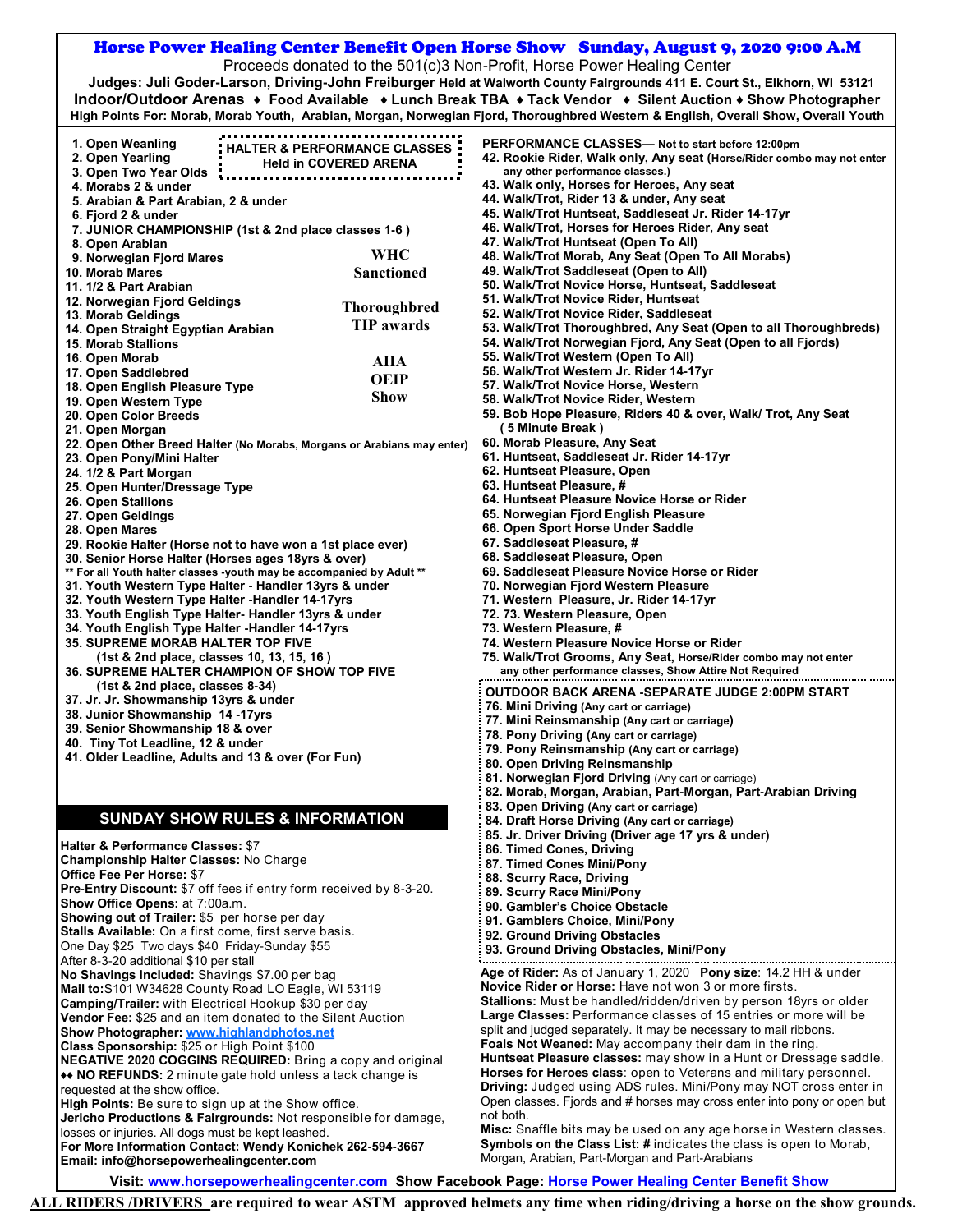# Horse Power Healing Center Benefit Open Horse Show Sunday, August 9, 2020 9:00 A.M

Proceeds donated to the 501(c)3 Non-Profit, Horse Power Healing Center

**Judges: Juli Goder-Larson, Driving-John Freiburger Held at Walworth County Fairgrounds 411 E. Court St., Elkhorn, WI 53121**

**Indoor/Outdoor Arenas ♦ Food Available ♦ Lunch Break TBA ♦ Tack Vendor ♦ Silent Auction ♦ Show Photographer**

**High Points For: Morab, Morab Youth, Arabian, Morgan, Norwegian Fjord, Thoroughbred Western & English, Overall Show, Overall Youth**

**HALTER & PERFORMANCE CLASSES Held in COVERED ARENA**

**WHC Sanctioned**

**Thoroughbred TIP awards**

**AHA OEIP Show**

1. Open Weanling
2. Open Yearling
3. Open Two Year Olds
4. Morabs 2 & under
5. Arabian & Part Arabian, 2 & under
6. Fjord 2 & under
7. JUNIOR CHAMPIONSHIP (1st & 2nd place classes 1-6 )
8. Open Arabian
9. Norwegian Fjord Mares
10. Morab Mares
11. 1/2 & Part Arabian
12. Norwegian Fjord Geldings
13. Morab Geldings
14. Open Straight Egyptian Arabian
15. Morab Stallions
16. Open Morab
17. Open Saddlebred
18. Open English Pleasure Type
19. Open Western Type
20. Open Color Breeds
21. Open Morgan
22. Open Other Breed Halter (No Morabs, Morgans or Arabians may enter)
23. Open Pony/Mini Halter
24. 1/2 & Part Morgan
25. Open Hunter/Dressage Type
26. Open Stallions
27. Open Geldings
28. Open Mares
29. Rookie Halter (Horse not to have won a 1st place ever)
30. Senior Horse Halter (Horses ages 18yrs & over)

** For all Youth halter classes -youth may be accompanied by Adult **

31. Youth Western Type Halter - Handler 13yrs & under
32. Youth Western Type Halter -Handler 14-17yrs
33. Youth English Type Halter- Handler 13yrs & under
34. Youth English Type Halter -Handler 14-17yrs
35. SUPREME MORAB HALTER TOP FIVE (1st & 2nd place, classes 10, 13, 15, 16 )
36. SUPREME HALTER CHAMPION OF SHOW TOP FIVE (1st & 2nd place, classes 8-34)
37. Jr. Jr. Showmanship 13yrs & under
38. Junior Showmanship 14 -17yrs
39. Senior Showmanship 18 & over
40. Tiny Tot Leadline, 12 & under
41. Older Leadline, Adults and 13 & over (For Fun)

**PERFORMANCE CLASSES— Not to start before 12:00pm**

42. Rookie Rider, Walk only, Any seat (Horse/Rider combo may not enter any other performance classes.)
43. Walk only, Horses for Heroes, Any seat
44. Walk/Trot, Rider 13 & under, Any seat
45. Walk/Trot Huntseat, Saddleseat Jr. Rider 14-17yr
46. Walk/Trot, Horses for Heroes Rider, Any seat
47. Walk/Trot Huntseat (Open To All)
48. Walk/Trot Morab, Any Seat (Open To All Morabs)
49. Walk/Trot Saddleseat (Open to All)
50. Walk/Trot Novice Horse, Huntseat, Saddleseat
51. Walk/Trot Novice Rider, Huntseat
52. Walk/Trot Novice Rider, Saddleseat
53. Walk/Trot Thoroughbred, Any Seat (Open to all Thoroughbreds)
54. Walk/Trot Norwegian Fjord, Any Seat (Open to all Fjords)
55. Walk/Trot Western (Open To All)
56. Walk/Trot Western Jr. Rider 14-17yr
57. Walk/Trot Novice Horse, Western
58. Walk/Trot Novice Rider, Western
59. Bob Hope Pleasure, Riders 40 & over, Walk/ Trot, Any Seat

( 5 Minute Break )

60. Morab Pleasure, Any Seat
61. Huntseat, Saddleseat Jr. Rider 14-17yr
62. Huntseat Pleasure, Open
63. Huntseat Pleasure, #
64. Huntseat Pleasure Novice Horse or Rider
65. Norwegian Fjord English Pleasure
66. Open Sport Horse Under Saddle
67. Saddleseat Pleasure, #
68. Saddleseat Pleasure, Open
69. Saddleseat Pleasure Novice Horse or Rider
70. Norwegian Fjord Western Pleasure
71. Western Pleasure, Jr. Rider 14-17yr
72. 73. Western Pleasure, Open
73. Western Pleasure, #
74. Western Pleasure Novice Horse or Rider
75. Walk/Trot Grooms, Any Seat, Horse/Rider combo may not enter any other performance classes, Show Attire Not Required

**OUTDOOR BACK ARENA -SEPARATE JUDGE 2:00PM START**

76. Mini Driving (Any cart or carriage)
77. Mini Reinsmanship (Any cart or carriage)
78. Pony Driving (Any cart or carriage)
79. Pony Reinsmanship (Any cart or carriage)
80. Open Driving Reinsmanship
81. Norwegian Fjord Driving (Any cart or carriage)
82. Morab, Morgan, Arabian, Part-Morgan, Part-Arabian Driving
83. Open Driving (Any cart or carriage)
84. Draft Horse Driving (Any cart or carriage)
85. Jr. Driver Driving (Driver age 17 yrs & under)
86. Timed Cones, Driving
87. Timed Cones Mini/Pony
88. Scurry Race, Driving
89. Scurry Race Mini/Pony
90. Gambler's Choice Obstacle
91. Gamblers Choice, Mini/Pony
92. Ground Driving Obstacles
93. Ground Driving Obstacles, Mini/Pony

**Age of Rider:** As of January 1, 2020 **Pony size**: 14.2 HH & under
**Novice Rider or Horse:** Have not won 3 or more firsts.
**Stallions:** Must be handled/ridden/driven by person 18yrs or older
**Large Classes:** Performance classes of 15 entries or more will be split and judged separately. It may be necessary to mail ribbons.
**Foals Not Weaned:** May accompany their dam in the ring.
**Huntseat Pleasure classes:** may show in a Hunt or Dressage saddle.
**Horses for Heroes class**: open to Veterans and military personnel.
**Driving:** Judged using ADS rules. Mini/Pony may NOT cross enter in Open classes. Fjords and # horses may cross enter into pony or open but not both.
**Misc:** Snaffle bits may be used on any age horse in Western classes.
**Symbols on the Class List: #** indicates the class is open to Morab, Morgan, Arabian, Part-Morgan and Part-Arabians

## SUNDAY SHOW RULES & INFORMATION

**Halter & Performance Classes:** $7
**Championship Halter Classes:** No Charge
**Office Fee Per Horse:** $7
**Pre-Entry Discount:** $7 off fees if entry form received by 8-3-20.
**Show Office Opens:** at 7:00a.m.
**Showing out of Trailer:** $5 per horse per day
**Stalls Available:** On a first come, first serve basis.
One Day $25 Two days $40 Friday-Sunday $55
After 8-3-20 additional $10 per stall
**No Shavings Included:** Shavings $7.00 per bag
**Mail to:**S101 W34628 County Road LO Eagle, WI 53119
**Camping/Trailer:** with Electrical Hookup $30 per day
**Vendor Fee:** $25 and an item donated to the Silent Auction
**Show Photographer:** www.highlandphotos.net
**Class Sponsorship:** $25 or High Point $100
**NEGATIVE 2020 COGGINS REQUIRED:** Bring a copy and original
**♦♦ NO REFUNDS:** 2 minute gate hold unless a tack change is requested at the show office.
**High Points:** Be sure to sign up at the Show office.
**Jericho Productions & Fairgrounds:** Not responsible for damage, losses or injuries. All dogs must be kept leashed.
**For More Information Contact: Wendy Konichek 262-594-3667**
**Email: info@horsepowerhealingcenter.com**

**Visit: www.horsepowerhealingcenter.com Show Facebook Page: Horse Power Healing Center Benefit Show**

**ALL RIDERS /DRIVERS are required to wear ASTM approved helmets any time when riding/driving a horse on the show grounds.**